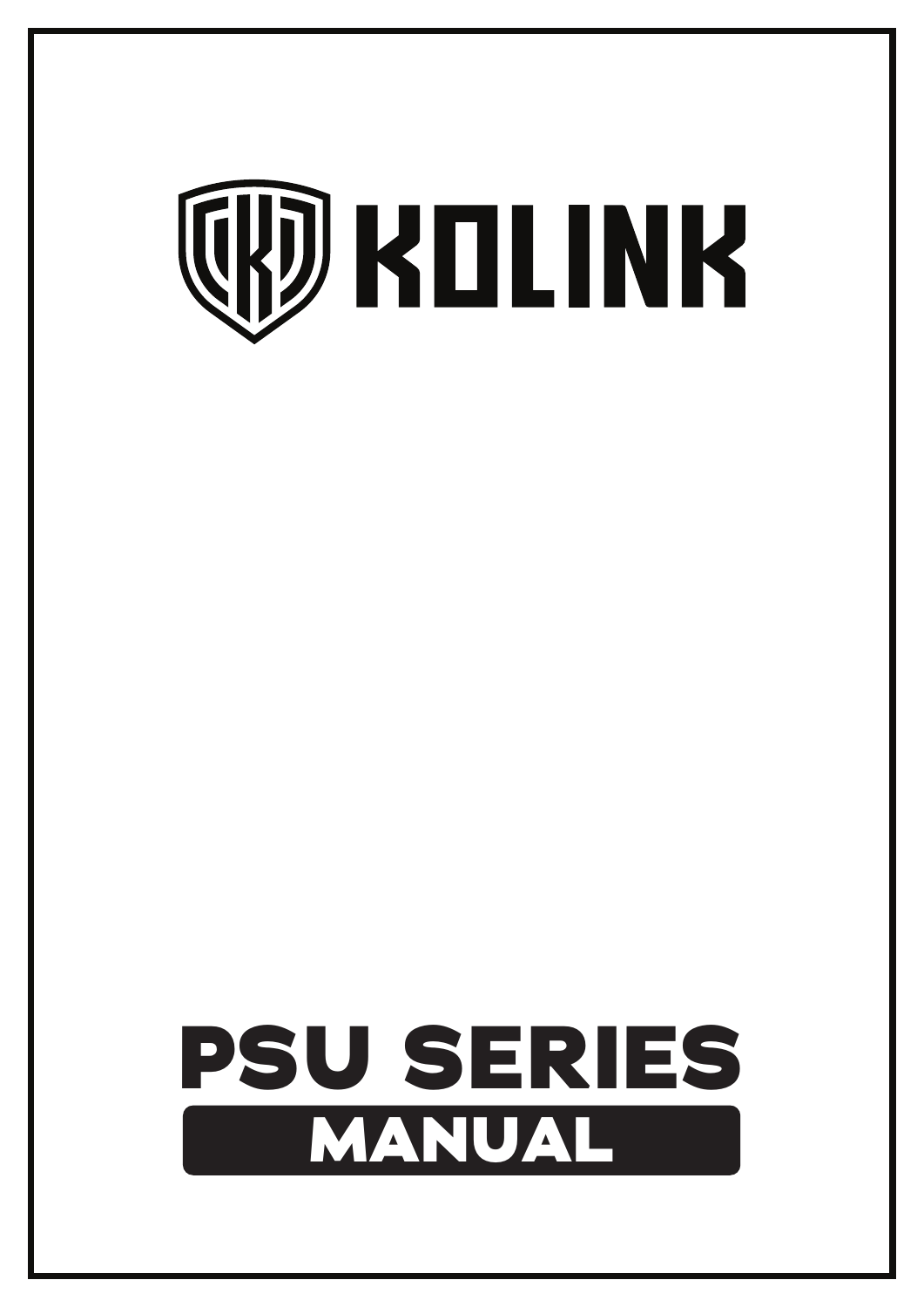# KOLINK

# PSU SERIES

## MANUAL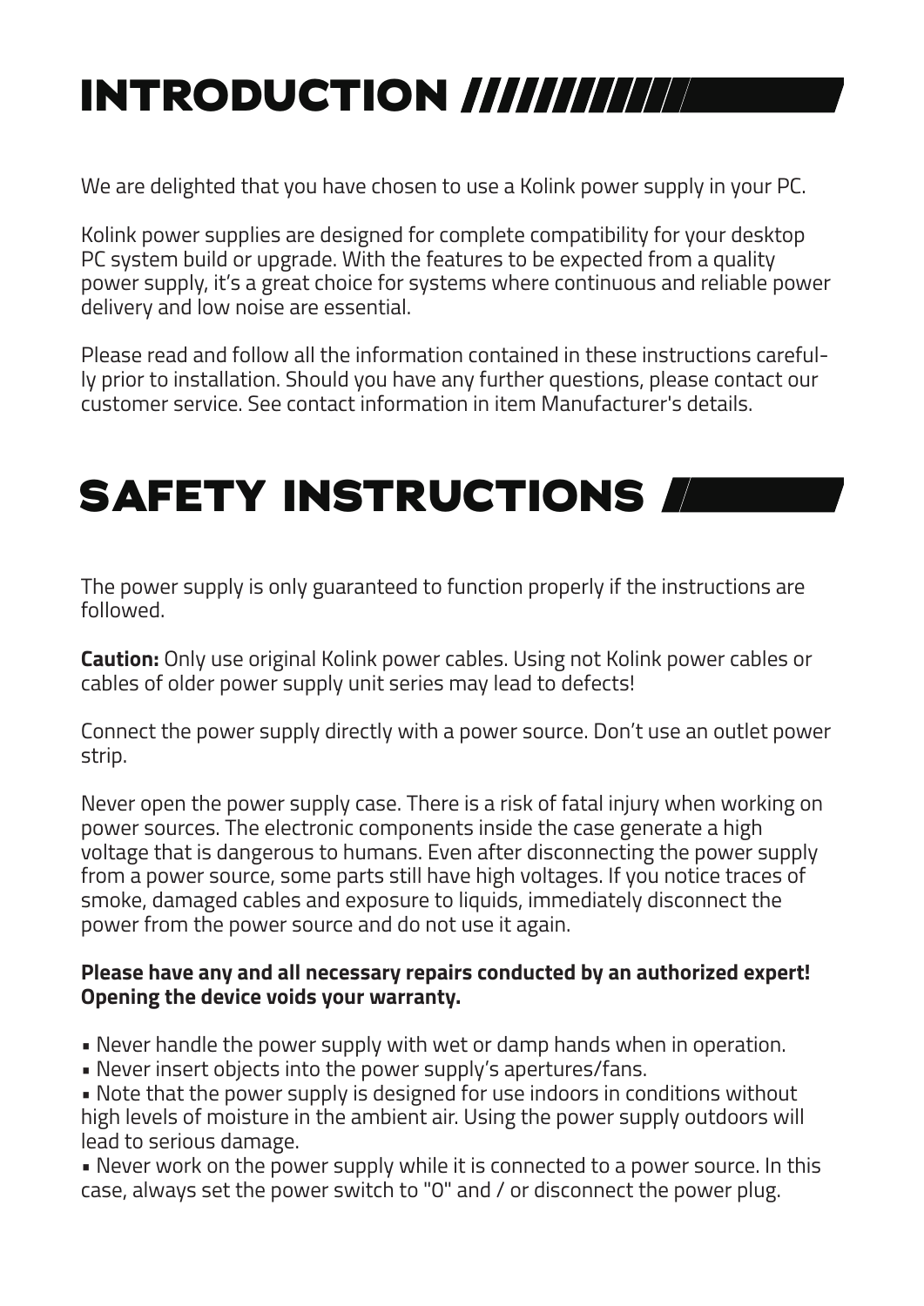# INTRODUCTION

We are delighted that you have chosen to use a Kolink power supply in your PC.

Kolink power supplies are designed for complete compatibility for your desktop PC system build or upgrade. With the features to be expected from a quality power supply, it's a great choice for systems where continuous and reliable power delivery and low noise are essential.

Please read and follow all the information contained in these instructions carefully prior to installation. Should you have any further questions, please contact our customer service. See contact information in item Manufacturer's details.

# SAFETY INSTRUCTIONS

The power supply is only guaranteed to function properly if the instructions are followed.

**Caution:** Only use original Kolink power cables. Using not Kolink power cables or cables of older power supply unit series may lead to defects!

Connect the power supply directly with a power source. Don't use an outlet power strip.

Never open the power supply case. There is a risk of fatal injury when working on power sources. The electronic components inside the case generate a high voltage that is dangerous to humans. Even after disconnecting the power supply from a power source, some parts still have high voltages. If you notice traces of smoke, damaged cables and exposure to liquids, immediately disconnect the power from the power source and do not use it again.

**Please have any and all necessary repairs conducted by an authorized expert! Opening the device voids your warranty.**

- Never handle the power supply with wet or damp hands when in operation.
- Never insert objects into the power supply's apertures/fans.
- Note that the power supply is designed for use indoors in conditions without high levels of moisture in the ambient air. Using the power supply outdoors will lead to serious damage.
- Never work on the power supply while it is connected to a power source. In this case, always set the power switch to "0" and / or disconnect the power plug.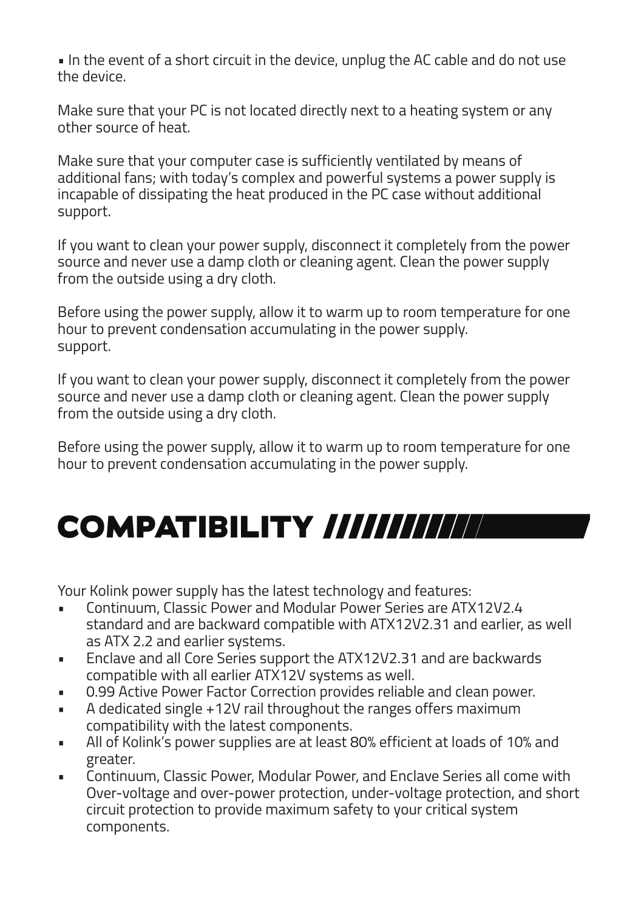▪ In the event of a short circuit in the device, unplug the AC cable and do not use the device.

Make sure that your PC is not located directly next to a heating system or any other source of heat.

Make sure that your computer case is sufficiently ventilated by means of additional fans; with today's complex and powerful systems a power supply is incapable of dissipating the heat produced in the PC case without additional support.

If you want to clean your power supply, disconnect it completely from the power source and never use a damp cloth or cleaning agent. Clean the power supply from the outside using a dry cloth.

Before using the power supply, allow it to warm up to room temperature for one hour to prevent condensation accumulating in the power supply.
support.

If you want to clean your power supply, disconnect it completely from the power source and never use a damp cloth or cleaning agent. Clean the power supply from the outside using a dry cloth.

Before using the power supply, allow it to warm up to room temperature for one hour to prevent condensation accumulating in the power supply.

# COMPATIBILITY

Your Kolink power supply has the latest technology and features:

- Continuum, Classic Power and Modular Power Series are ATX12V2.4 standard and are backward compatible with ATX12V2.31 and earlier, as well as ATX 2.2 and earlier systems.
- Enclave and all Core Series support the ATX12V2.31 and are backwards compatible with all earlier ATX12V systems as well.
- 0.99 Active Power Factor Correction provides reliable and clean power.
- A dedicated single +12V rail throughout the ranges offers maximum compatibility with the latest components.
- All of Kolink's power supplies are at least 80% efficient at loads of 10% and greater.
- Continuum, Classic Power, Modular Power, and Enclave Series all come with Over-voltage and over-power protection, under-voltage protection, and short circuit protection to provide maximum safety to your critical system components.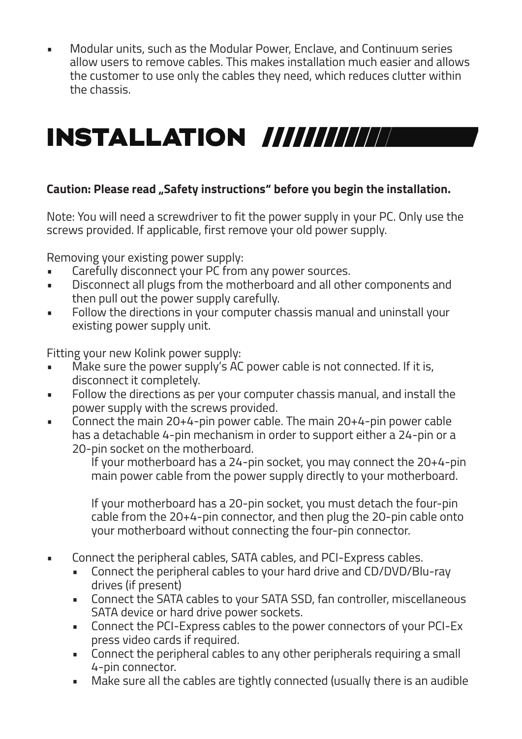- Modular units, such as the Modular Power, Enclave, and Continuum series allow users to remove cables. This makes installation much easier and allows the customer to use only the cables they need, which reduces clutter within the chassis.

# INSTALLATION

**Caution: Please read „Safety instructions“ before you begin the installation.**

Note: You will need a screwdriver to fit the power supply in your PC. Only use the screws provided. If applicable, first remove your old power supply.

Removing your existing power supply:

- Carefully disconnect your PC from any power sources.
- Disconnect all plugs from the motherboard and all other components and then pull out the power supply carefully.
- Follow the directions in your computer chassis manual and uninstall your existing power supply unit.

Fitting your new Kolink power supply:

- Make sure the power supply's AC power cable is not connected. If it is, disconnect it completely.
- Follow the directions as per your computer chassis manual, and install the power supply with the screws provided.
- Connect the main 20+4-pin power cable. The main 20+4-pin power cable has a detachable 4-pin mechanism in order to support either a 24-pin or a 20-pin socket on the motherboard.

  If your motherboard has a 24-pin socket, you may connect the 20+4-pin main power cable from the power supply directly to your motherboard.

  If your motherboard has a 20-pin socket, you must detach the four-pin cable from the 20+4-pin connector, and then plug the 20-pin cable onto your motherboard without connecting the four-pin connector.

- Connect the peripheral cables, SATA cables, and PCI-Express cables.
  - Connect the peripheral cables to your hard drive and CD/DVD/Blu-ray drives (if present)
  - Connect the SATA cables to your SATA SSD, fan controller, miscellaneous SATA device or hard drive power sockets.
  - Connect the PCI-Express cables to the power connectors of your PCI-Ex press video cards if required.
  - Connect the peripheral cables to any other peripherals requiring a small 4-pin connector.
  - Make sure all the cables are tightly connected (usually there is an audible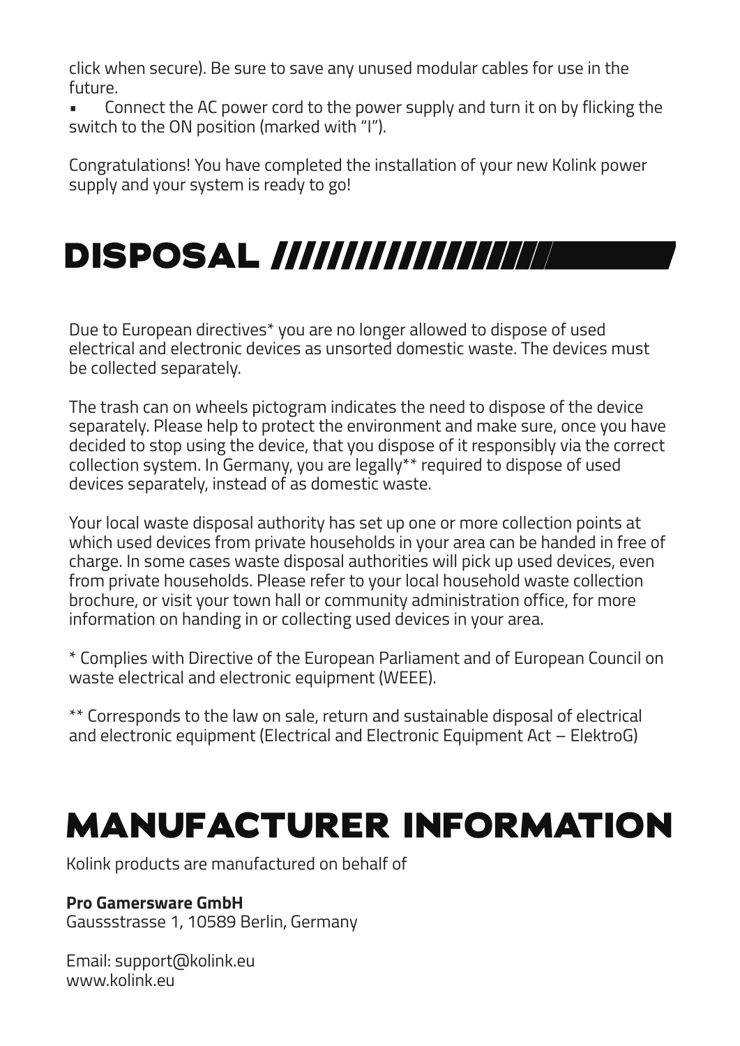click when secure). Be sure to save any unused modular cables for use in the future.

- Connect the AC power cord to the power supply and turn it on by flicking the switch to the ON position (marked with "I").

Congratulations! You have completed the installation of your new Kolink power supply and your system is ready to go!

# DISPOSAL

Due to European directives* you are no longer allowed to dispose of used electrical and electronic devices as unsorted domestic waste. The devices must be collected separately.

The trash can on wheels pictogram indicates the need to dispose of the device separately. Please help to protect the environment and make sure, once you have decided to stop using the device, that you dispose of it responsibly via the correct collection system. In Germany, you are legally** required to dispose of used devices separately, instead of as domestic waste.

Your local waste disposal authority has set up one or more collection points at which used devices from private households in your area can be handed in free of charge. In some cases waste disposal authorities will pick up used devices, even from private households. Please refer to your local household waste collection brochure, or visit your town hall or community administration office, for more information on handing in or collecting used devices in your area.

* Complies with Directive of the European Parliament and of European Council on waste electrical and electronic equipment (WEEE).

** Corresponds to the law on sale, return and sustainable disposal of electrical and electronic equipment (Electrical and Electronic Equipment Act – ElektroG)

# MANUFACTURER INFORMATION

Kolink products are manufactured on behalf of

**Pro Gamersware GmbH**
Gaussstrasse 1, 10589 Berlin, Germany

Email: support@kolink.eu
www.kolink.eu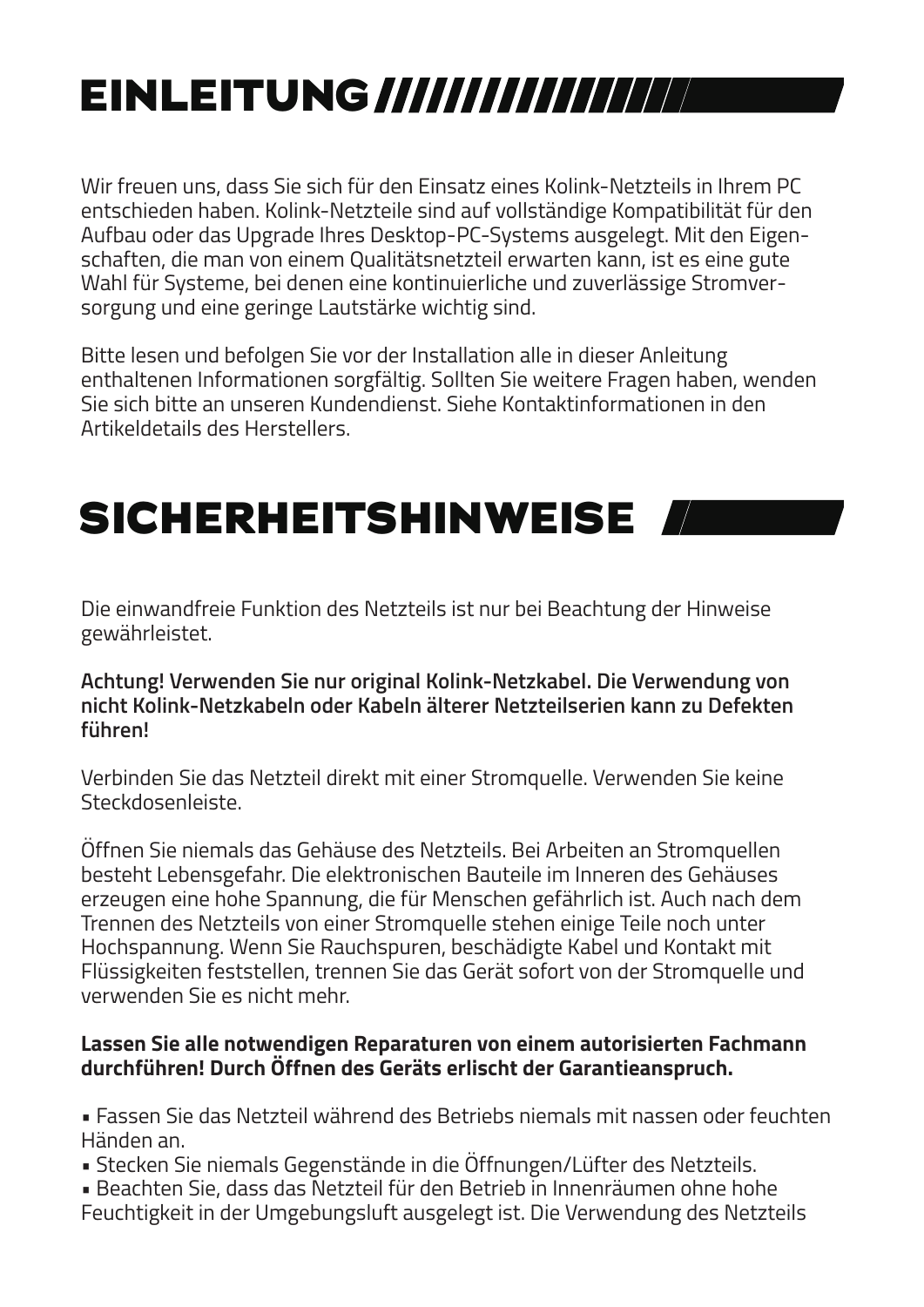# EINLEITUNG

Wir freuen uns, dass Sie sich für den Einsatz eines Kolink-Netzteils in Ihrem PC entschieden haben. Kolink-Netzteile sind auf vollständige Kompatibilität für den Aufbau oder das Upgrade Ihres Desktop-PC-Systems ausgelegt. Mit den Eigenschaften, die man von einem Qualitätsnetzteil erwarten kann, ist es eine gute Wahl für Systeme, bei denen eine kontinuierliche und zuverlässige Stromversorgung und eine geringe Lautstärke wichtig sind.

Bitte lesen und befolgen Sie vor der Installation alle in dieser Anleitung enthaltenen Informationen sorgfältig. Sollten Sie weitere Fragen haben, wenden Sie sich bitte an unseren Kundendienst. Siehe Kontaktinformationen in den Artikeldetails des Herstellers.

# SICHERHEITSHINWEISE

Die einwandfreie Funktion des Netzteils ist nur bei Beachtung der Hinweise gewährleistet.

**Achtung! Verwenden Sie nur original Kolink-Netzkabel. Die Verwendung von nicht Kolink-Netzkabeln oder Kabeln älterer Netzteilserien kann zu Defekten führen!**

Verbinden Sie das Netzteil direkt mit einer Stromquelle. Verwenden Sie keine Steckdosenleiste.

Öffnen Sie niemals das Gehäuse des Netzteils. Bei Arbeiten an Stromquellen besteht Lebensgefahr. Die elektronischen Bauteile im Inneren des Gehäuses erzeugen eine hohe Spannung, die für Menschen gefährlich ist. Auch nach dem Trennen des Netzteils von einer Stromquelle stehen einige Teile noch unter Hochspannung. Wenn Sie Rauchspuren, beschädigte Kabel und Kontakt mit Flüssigkeiten feststellen, trennen Sie das Gerät sofort von der Stromquelle und verwenden Sie es nicht mehr.

**Lassen Sie alle notwendigen Reparaturen von einem autorisierten Fachmann durchführen! Durch Öffnen des Geräts erlischt der Garantieanspruch.**

- Fassen Sie das Netzteil während des Betriebs niemals mit nassen oder feuchten Händen an.
- Stecken Sie niemals Gegenstände in die Öffnungen/Lüfter des Netzteils.
- Beachten Sie, dass das Netzteil für den Betrieb in Innenräumen ohne hohe Feuchtigkeit in der Umgebungsluft ausgelegt ist. Die Verwendung des Netzteils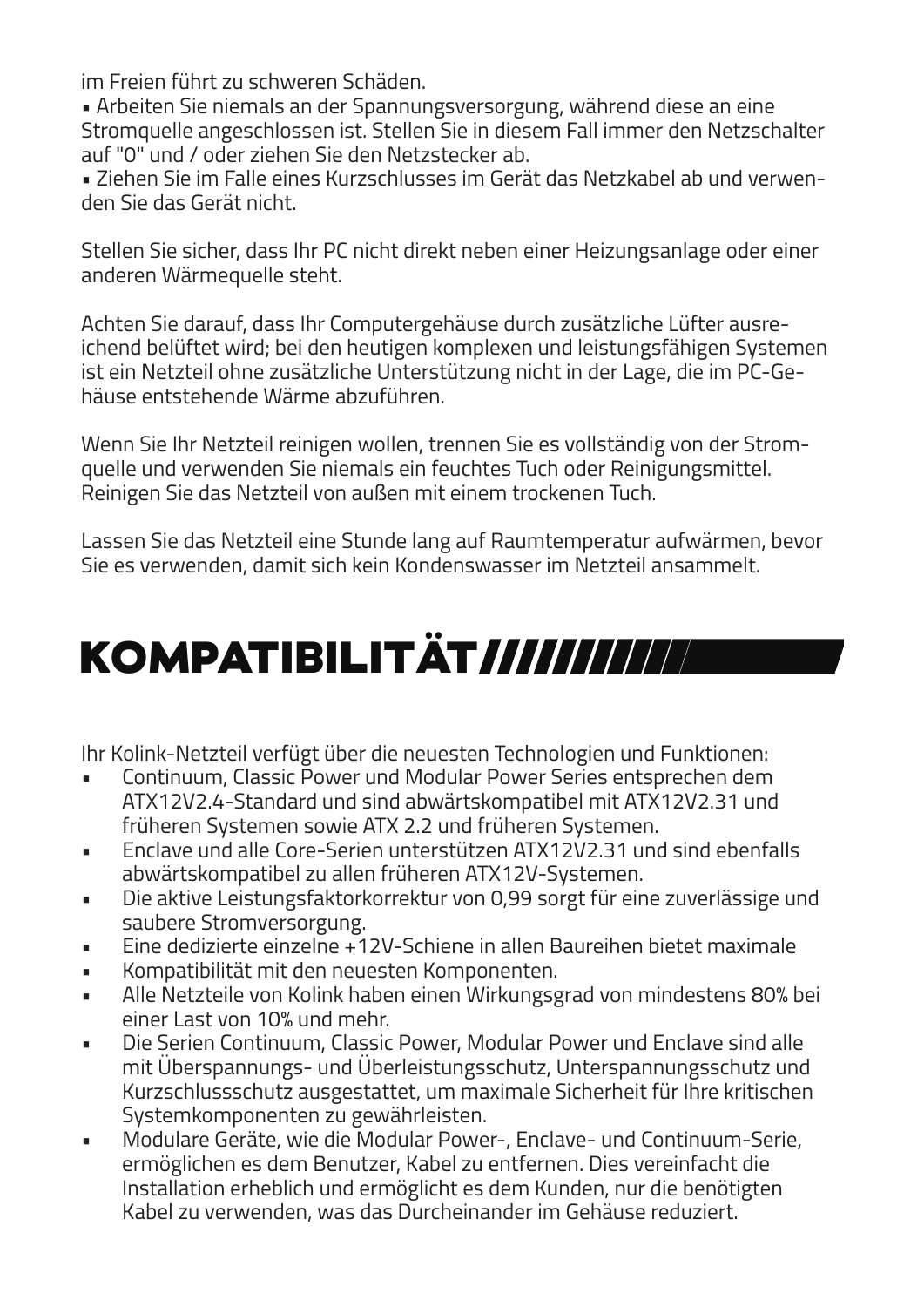im Freien führt zu schweren Schäden.

• Arbeiten Sie niemals an der Spannungsversorgung, während diese an eine Stromquelle angeschlossen ist. Stellen Sie in diesem Fall immer den Netzschalter auf "0" und / oder ziehen Sie den Netzstecker ab.

• Ziehen Sie im Falle eines Kurzschlusses im Gerät das Netzkabel ab und verwenden Sie das Gerät nicht.

Stellen Sie sicher, dass Ihr PC nicht direkt neben einer Heizungsanlage oder einer anderen Wärmequelle steht.

Achten Sie darauf, dass Ihr Computergehäuse durch zusätzliche Lüfter ausreichend belüftet wird; bei den heutigen komplexen und leistungsfähigen Systemen ist ein Netzteil ohne zusätzliche Unterstützung nicht in der Lage, die im PC-Gehäuse entstehende Wärme abzuführen.

Wenn Sie Ihr Netzteil reinigen wollen, trennen Sie es vollständig von der Stromquelle und verwenden Sie niemals ein feuchtes Tuch oder Reinigungsmittel. Reinigen Sie das Netzteil von außen mit einem trockenen Tuch.

Lassen Sie das Netzteil eine Stunde lang auf Raumtemperatur aufwärmen, bevor Sie es verwenden, damit sich kein Kondenswasser im Netzteil ansammelt.

# KOMPATIBILITÄT

Ihr Kolink-Netzteil verfügt über die neuesten Technologien und Funktionen:

- Continuum, Classic Power und Modular Power Series entsprechen dem ATX12V2.4-Standard und sind abwärtskompatibel mit ATX12V2.31 und früheren Systemen sowie ATX 2.2 und früheren Systemen.
- Enclave und alle Core-Serien unterstützen ATX12V2.31 und sind ebenfalls abwärtskompatibel zu allen früheren ATX12V-Systemen.
- Die aktive Leistungsfaktorkorrektur von 0,99 sorgt für eine zuverlässige und saubere Stromversorgung.
- Eine dedizierte einzelne +12V-Schiene in allen Baureihen bietet maximale
- Kompatibilität mit den neuesten Komponenten.
- Alle Netzteile von Kolink haben einen Wirkungsgrad von mindestens 80% bei einer Last von 10% und mehr.
- Die Serien Continuum, Classic Power, Modular Power und Enclave sind alle mit Überspannungs- und Überleistungsschutz, Unterspannungsschutz und Kurzschlussschutz ausgestattet, um maximale Sicherheit für Ihre kritischen Systemkomponenten zu gewährleisten.
- Modulare Geräte, wie die Modular Power-, Enclave- und Continuum-Serie, ermöglichen es dem Benutzer, Kabel zu entfernen. Dies vereinfacht die Installation erheblich und ermöglicht es dem Kunden, nur die benötigten Kabel zu verwenden, was das Durcheinander im Gehäuse reduziert.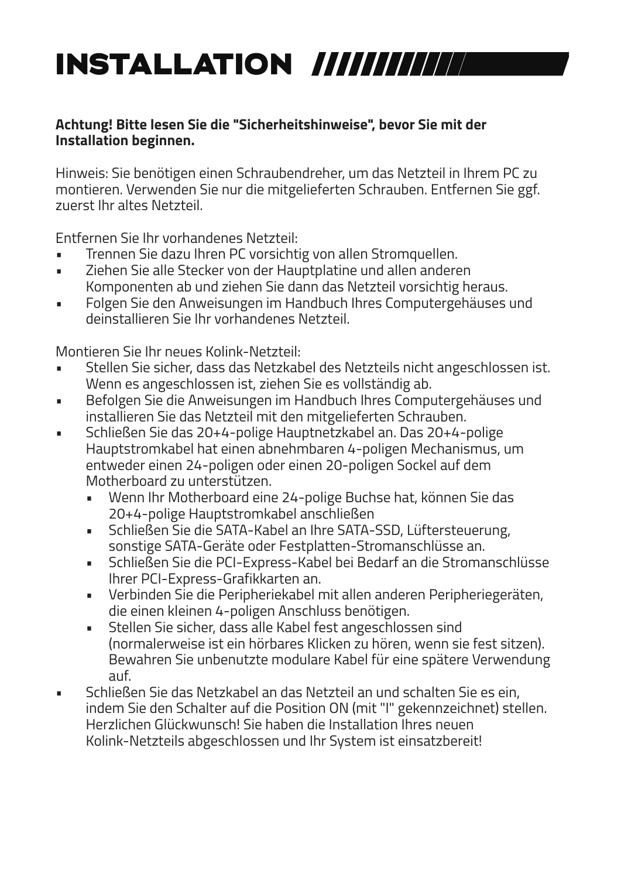# INSTALLATION

**Achtung! Bitte lesen Sie die "Sicherheitshinweise", bevor Sie mit der Installation beginnen.**

Hinweis: Sie benötigen einen Schraubendreher, um das Netzteil in Ihrem PC zu montieren. Verwenden Sie nur die mitgelieferten Schrauben. Entfernen Sie ggf. zuerst Ihr altes Netzteil.

Entfernen Sie Ihr vorhandenes Netzteil:

- Trennen Sie dazu Ihren PC vorsichtig von allen Stromquellen.
- Ziehen Sie alle Stecker von der Hauptplatine und allen anderen Komponenten ab und ziehen Sie dann das Netzteil vorsichtig heraus.
- Folgen Sie den Anweisungen im Handbuch Ihres Computergehäuses und deinstallieren Sie Ihr vorhandenes Netzteil.

Montieren Sie Ihr neues Kolink-Netzteil:

- Stellen Sie sicher, dass das Netzkabel des Netzteils nicht angeschlossen ist. Wenn es angeschlossen ist, ziehen Sie es vollständig ab.
- Befolgen Sie die Anweisungen im Handbuch Ihres Computergehäuses und installieren Sie das Netzteil mit den mitgelieferten Schrauben.
- Schließen Sie das 20+4-polige Hauptnetzkabel an. Das 20+4-polige Hauptstromkabel hat einen abnehmbaren 4-poligen Mechanismus, um entweder einen 24-poligen oder einen 20-poligen Sockel auf dem Motherboard zu unterstützen.
  - Wenn Ihr Motherboard eine 24-polige Buchse hat, können Sie das 20+4-polige Hauptstromkabel anschließen
  - Schließen Sie die SATA-Kabel an Ihre SATA-SSD, Lüftersteuerung, sonstige SATA-Geräte oder Festplatten-Stromanschlüsse an.
  - Schließen Sie die PCI-Express-Kabel bei Bedarf an die Stromanschlüsse Ihrer PCI-Express-Grafikkarten an.
  - Verbinden Sie die Peripheriekabel mit allen anderen Peripheriegeräten, die einen kleinen 4-poligen Anschluss benötigen.
  - Stellen Sie sicher, dass alle Kabel fest angeschlossen sind (normalerweise ist ein hörbares Klicken zu hören, wenn sie fest sitzen). Bewahren Sie unbenutzte modulare Kabel für eine spätere Verwendung auf.
- Schließen Sie das Netzkabel an das Netzteil an und schalten Sie es ein, indem Sie den Schalter auf die Position ON (mit "I" gekennzeichnet) stellen. Herzlichen Glückwunsch! Sie haben die Installation Ihres neuen Kolink-Netzteils abgeschlossen und Ihr System ist einsatzbereit!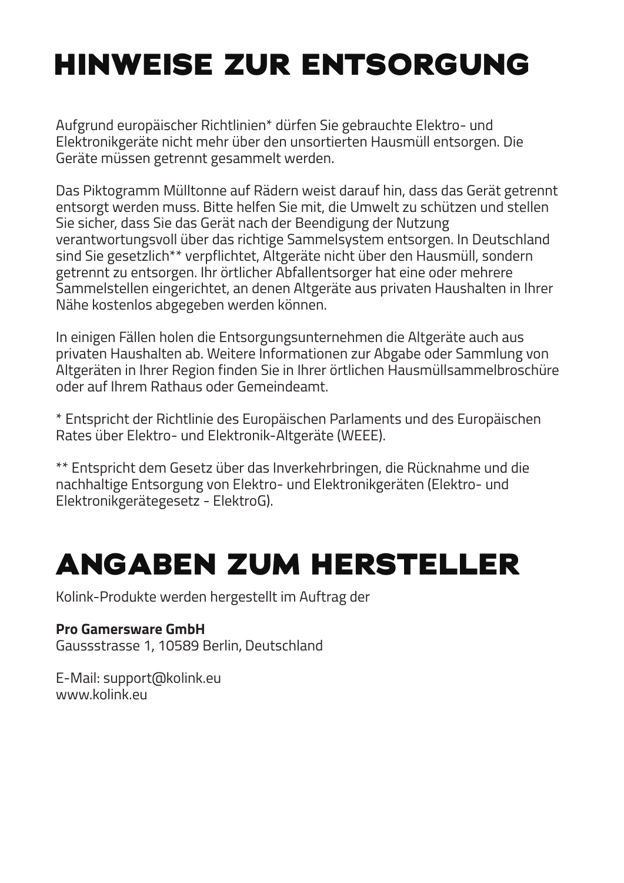# HINWEISE ZUR ENTSORGUNG

Aufgrund europäischer Richtlinien* dürfen Sie gebrauchte Elektro- und Elektronikgeräte nicht mehr über den unsortierten Hausmüll entsorgen. Die Geräte müssen getrennt gesammelt werden.

Das Piktogramm Mülltonne auf Rädern weist darauf hin, dass das Gerät getrennt entsorgt werden muss. Bitte helfen Sie mit, die Umwelt zu schützen und stellen Sie sicher, dass Sie das Gerät nach der Beendigung der Nutzung verantwortungsvoll über das richtige Sammelsystem entsorgen. In Deutschland sind Sie gesetzlich** verpflichtet, Altgeräte nicht über den Hausmüll, sondern getrennt zu entsorgen. Ihr örtlicher Abfallentsorger hat eine oder mehrere Sammelstellen eingerichtet, an denen Altgeräte aus privaten Haushalten in Ihrer Nähe kostenlos abgegeben werden können.

In einigen Fällen holen die Entsorgungsunternehmen die Altgeräte auch aus privaten Haushalten ab. Weitere Informationen zur Abgabe oder Sammlung von Altgeräten in Ihrer Region finden Sie in Ihrer örtlichen Hausmüllsammelbroschüre oder auf Ihrem Rathaus oder Gemeindeamt.

* Entspricht der Richtlinie des Europäischen Parlaments und des Europäischen Rates über Elektro- und Elektronik-Altgeräte (WEEE).

** Entspricht dem Gesetz über das Inverkehrbringen, die Rücknahme und die nachhaltige Entsorgung von Elektro- und Elektronikgeräten (Elektro- und Elektronikgerätegesetz - ElektroG).

# ANGABEN ZUM HERSTELLER

Kolink-Produkte werden hergestellt im Auftrag der

**Pro Gamersware GmbH**
Gaussstrasse 1, 10589 Berlin, Deutschland

E-Mail: support@kolink.eu
www.kolink.eu